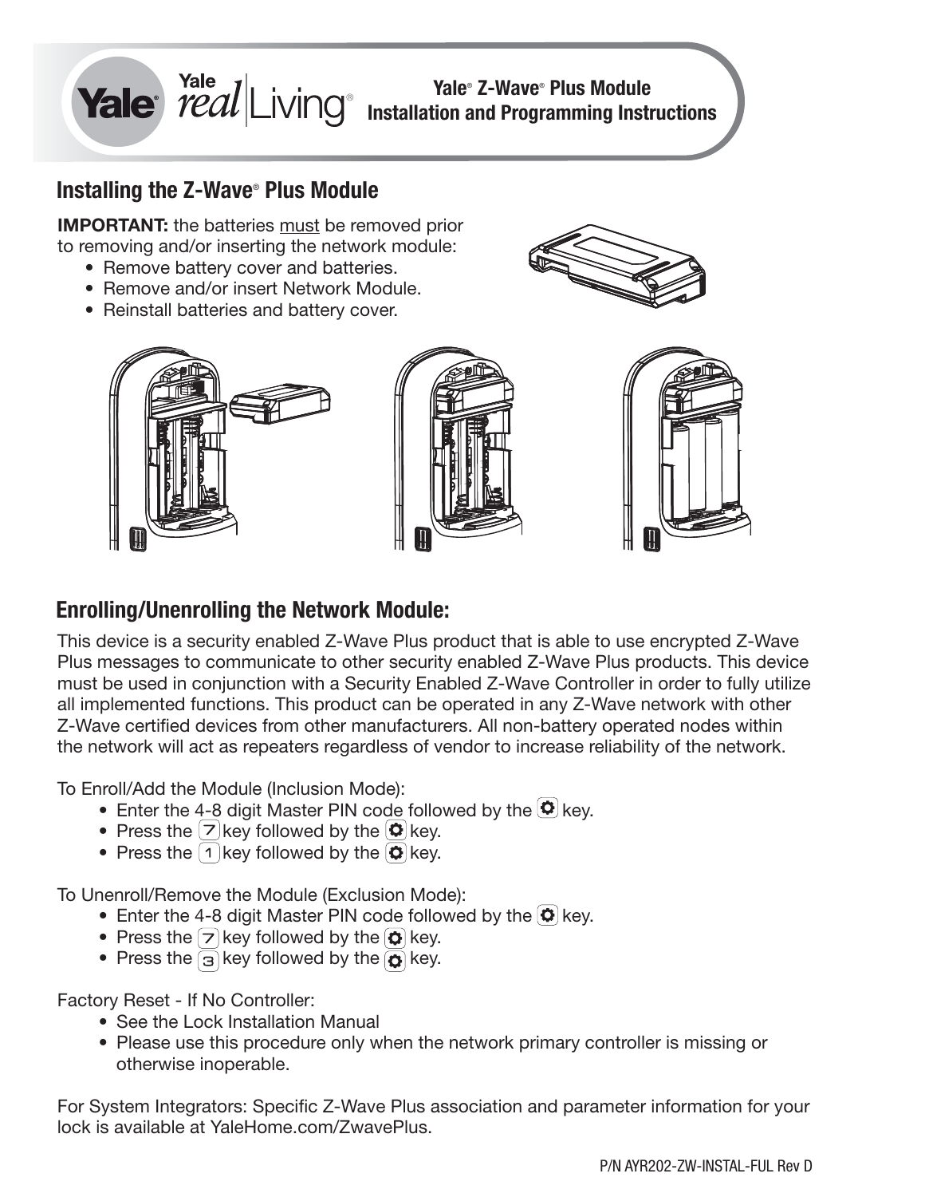# Yale® Z-Wave® Plus Module Installation and Programming Instructions

## Installing the Z-Wave® Plus Module

**IMPORTANT:** the batteries must be removed prior to removing and/or inserting the network module:

- Remove battery cover and batteries.
- Remove and/or insert Network Module.
- Reinstall batteries and battery cover.

## Enrolling/Unenrolling the Network Module:

This device is a security enabled Z-Wave Plus product that is able to use encrypted Z-Wave Plus messages to communicate to other security enabled Z-Wave Plus products. This device must be used in conjunction with a Security Enabled Z-Wave Controller in order to fully utilize all implemented functions. This product can be operated in any Z-Wave network with other Z-Wave certified devices from other manufacturers. All non-battery operated nodes within the network will act as repeaters regardless of vendor to increase reliability of the network.

To Enroll/Add the Module (Inclusion Mode):

- Enter the 4-8 digit Master PIN code followed by the ⚙ key.
- Press the 7 key followed by the ⚙ key.
- Press the 1 key followed by the ⚙ key.

To Unenroll/Remove the Module (Exclusion Mode):

- Enter the 4-8 digit Master PIN code followed by the ⚙ key.
- Press the 7 key followed by the ⚙ key.
- Press the 3 key followed by the ⚙ key.

Factory Reset - If No Controller:

- See the Lock Installation Manual
- Please use this procedure only when the network primary controller is missing or otherwise inoperable.

For System Integrators: Specific Z-Wave Plus association and parameter information for your lock is available at YaleHome.com/ZwavePlus.

P/N AYR202-ZW-INSTAL-FUL Rev D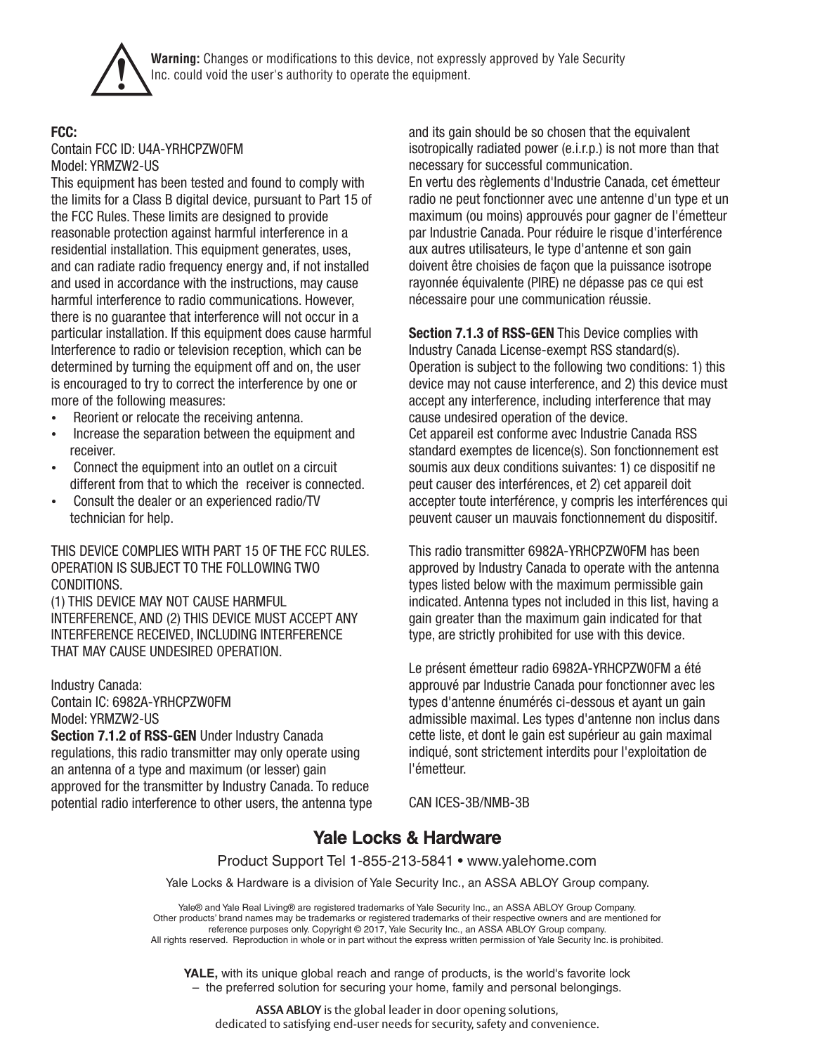**Warning:** Changes or modifications to this device, not expressly approved by Yale Security Inc. could void the user's authority to operate the equipment.

**FCC:**

Contain FCC ID: U4A-YRHCPZW0FM
Model: YRMZW2-US

This equipment has been tested and found to comply with the limits for a Class B digital device, pursuant to Part 15 of the FCC Rules. These limits are designed to provide reasonable protection against harmful interference in a residential installation. This equipment generates, uses, and can radiate radio frequency energy and, if not installed and used in accordance with the instructions, may cause harmful interference to radio communications. However, there is no guarantee that interference will not occur in a particular installation. If this equipment does cause harmful Interference to radio or television reception, which can be determined by turning the equipment off and on, the user is encouraged to try to correct the interference by one or more of the following measures:

- Reorient or relocate the receiving antenna.
- Increase the separation between the equipment and receiver.
- Connect the equipment into an outlet on a circuit different from that to which the receiver is connected.
- Consult the dealer or an experienced radio/TV technician for help.

THIS DEVICE COMPLIES WITH PART 15 OF THE FCC RULES. OPERATION IS SUBJECT TO THE FOLLOWING TWO CONDITIONS.
(1) THIS DEVICE MAY NOT CAUSE HARMFUL INTERFERENCE, AND (2) THIS DEVICE MUST ACCEPT ANY INTERFERENCE RECEIVED, INCLUDING INTERFERENCE THAT MAY CAUSE UNDESIRED OPERATION.

Industry Canada:
Contain IC: 6982A-YRHCPZW0FM
Model: YRMZW2-US

**Section 7.1.2 of RSS-GEN** Under Industry Canada regulations, this radio transmitter may only operate using an antenna of a type and maximum (or lesser) gain approved for the transmitter by Industry Canada. To reduce potential radio interference to other users, the antenna type and its gain should be so chosen that the equivalent isotropically radiated power (e.i.r.p.) is not more than that necessary for successful communication.
En vertu des règlements d'Industrie Canada, cet émetteur radio ne peut fonctionner avec une antenne d'un type et un maximum (ou moins) approuvés pour gagner de l'émetteur par Industrie Canada. Pour réduire le risque d'interférence aux autres utilisateurs, le type d'antenne et son gain doivent être choisies de façon que la puissance isotrope rayonnée équivalente (PIRE) ne dépasse pas ce qui est nécessaire pour une communication réussie.

**Section 7.1.3 of RSS-GEN** This Device complies with Industry Canada License-exempt RSS standard(s). Operation is subject to the following two conditions: 1) this device may not cause interference, and 2) this device must accept any interference, including interference that may cause undesired operation of the device.
Cet appareil est conforme avec Industrie Canada RSS standard exemptes de licence(s). Son fonctionnement est soumis aux deux conditions suivantes: 1) ce dispositif ne peut causer des interférences, et 2) cet appareil doit accepter toute interférence, y compris les interférences qui peuvent causer un mauvais fonctionnement du dispositif.

This radio transmitter 6982A-YRHCPZW0FM has been approved by Industry Canada to operate with the antenna types listed below with the maximum permissible gain indicated. Antenna types not included in this list, having a gain greater than the maximum gain indicated for that type, are strictly prohibited for use with this device.

Le présent émetteur radio 6982A-YRHCPZW0FM a été approuvé par Industrie Canada pour fonctionner avec les types d'antenne énumérés ci-dessous et ayant un gain admissible maximal. Les types d'antenne non inclus dans cette liste, et dont le gain est supérieur au gain maximal indiqué, sont strictement interdits pour l'exploitation de l'émetteur.

CAN ICES-3B/NMB-3B

## Yale Locks & Hardware

Product Support Tel 1-855-213-5841 • www.yalehome.com

Yale Locks & Hardware is a division of Yale Security Inc., an ASSA ABLOY Group company.

Yale® and Yale Real Living® are registered trademarks of Yale Security Inc., an ASSA ABLOY Group Company.
Other products' brand names may be trademarks or registered trademarks of their respective owners and are mentioned for reference purposes only. Copyright © 2017, Yale Security Inc., an ASSA ABLOY Group company.
All rights reserved. Reproduction in whole or in part without the express written permission of Yale Security Inc. is prohibited.

**YALE,** with its unique global reach and range of products, is the world's favorite lock – the preferred solution for securing your home, family and personal belongings.

**ASSA ABLOY** is the global leader in door opening solutions, dedicated to satisfying end-user needs for security, safety and convenience.